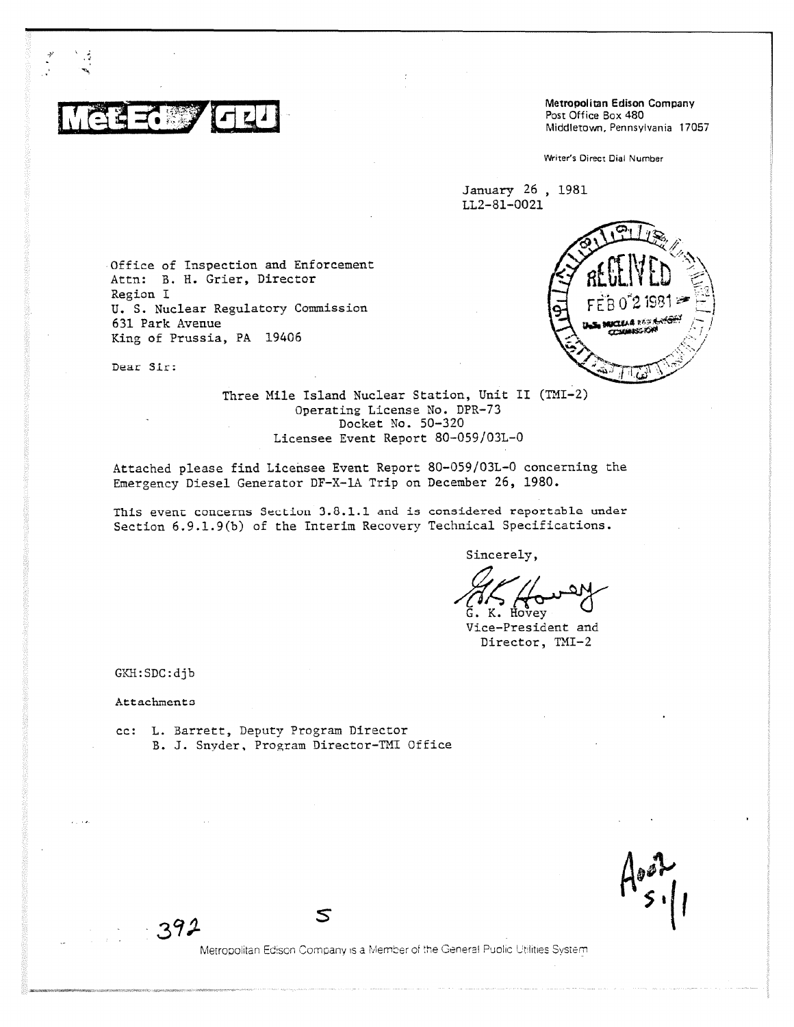Met-Ed / GPU

**Metropolitan Edison Company**
Post Office Box 480
Middletown, Pennsylvania 17057

Writer's Direct Dial Number

January 26 , 1981
LL2-81-0021

RECEIVED
FEB 02 1981
U.S. NUCLEAR REGULATORY COMMISSION

Office of Inspection and Enforcement
Attn: B. H. Grier, Director
Region I
U. S. Nuclear Regulatory Commission
631 Park Avenue
King of Prussia, PA 19406

Dear Sir:

Three Mile Island Nuclear Station, Unit II (TMI-2)
Operating License No. DPR-73
Docket No. 50-320
Licensee Event Report 80-059/03L-0

Attached please find Licensee Event Report 80-059/03L-0 concerning the Emergency Diesel Generator DF-X-1A Trip on December 26, 1980.

This event concerns Section 3.8.1.1 and is considered reportable under Section 6.9.1.9(b) of the Interim Recovery Technical Specifications.

Sincerely,

G. K. Hovey
Vice-President and
Director, TMI-2

GKH:SDC:djb

Attachments

cc: L. Barrett, Deputy Program Director
B. J. Snyder, Program Director-TMI Office

A002
S 1/1

392

Metropolitan Edison Company is a Member of the General Public Utilities System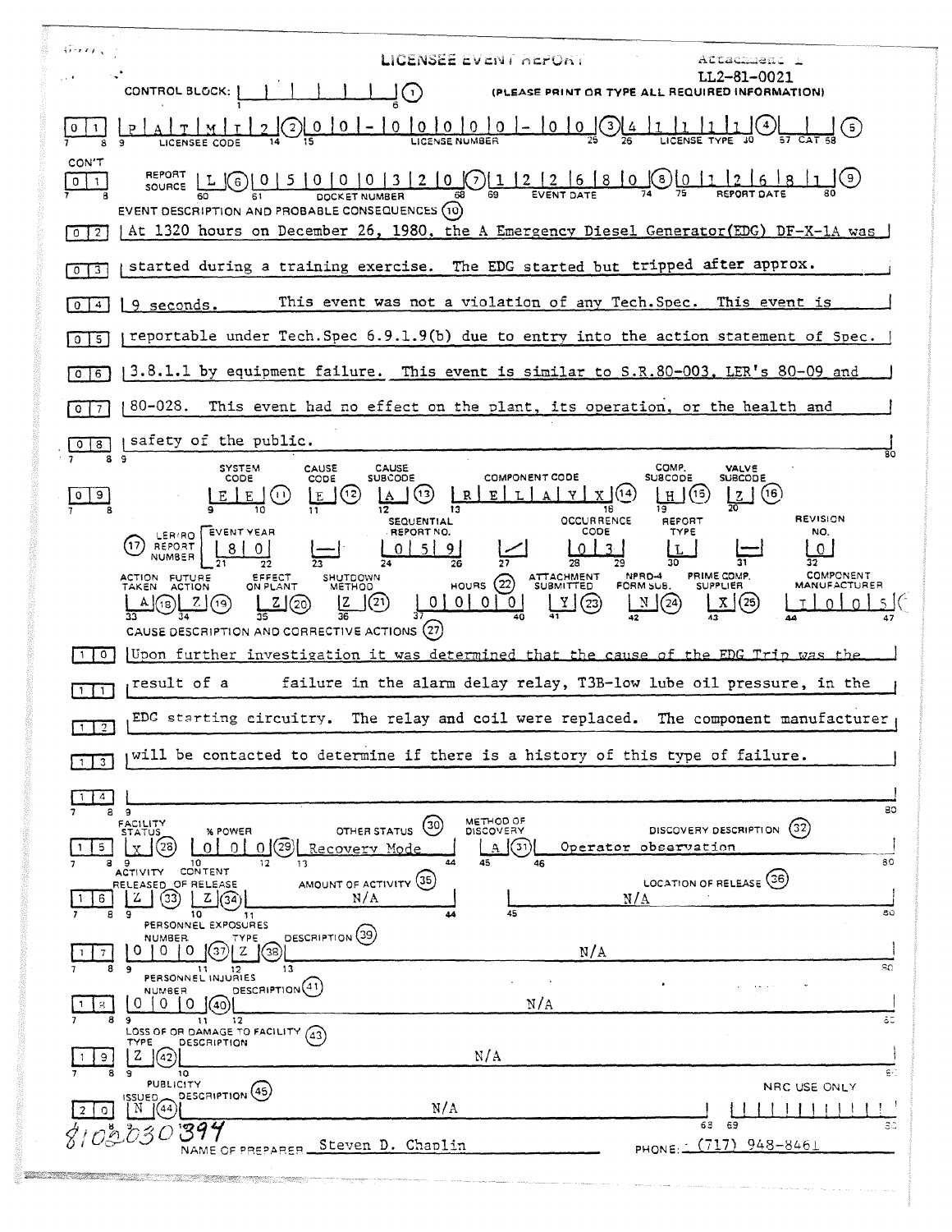# LICENSEE EVENT REPORT

Attachment 1

LL2-81-0021

CONTROL BLOCK: | | | | | | | (1) (PLEASE PRINT OR TYPE ALL REQUIRED INFORMATION)

| 0 1 | P A T M I 2 (2) | 0 0 - 0 0 0 0 0 - 0 0 (3) | 4 1 1 1 1 (4) | | (5) |
|---|---|---|---|---|
| | LICENSEE CODE | LICENSE NUMBER | LICENSE TYPE | CAT |

CON'T

| 0 1 | REPORT SOURCE L (6) | 0 5 0 0 0 3 2 0 (7) | 1 2 2 6 8 0 (8) | 0 1 2 6 8 1 (9) |
|---|---|---|---|---|
| | | DOCKET NUMBER | EVENT DATE | REPORT DATE |

EVENT DESCRIPTION AND PROBABLE CONSEQUENCES (10)

0 2 At 1320 hours on December 26, 1980, the A Emergency Diesel Generator(EDG) DF-X-1A was
0 3 started during a training exercise. The EDG started but tripped after approx.
0 4 9 seconds. This event was not a violation of any Tech.Spec. This event is
0 5 reportable under Tech.Spec 6.9.1.9(b) due to entry into the action statement of Spec.
0 6 3.8.1.1 by equipment failure. This event is similar to S.R.80-003, LER's 80-09 and
0 7 80-028. This event had no effect on the plant, its operation, or the health and
0 8 safety of the public.

| | SYSTEM CODE | CAUSE CODE | CAUSE SUBCODE | COMPONENT CODE | COMP. SUBCODE | VALVE SUBCODE |
|---|---|---|---|---|---|---|
| 0 9 | E E (11) | E (12) | A (13) | R E L A Y X (14) | H (15) | Z (16) |

| (17) LER/RO REPORT NUMBER | EVENT YEAR | | SEQUENTIAL REPORT NO. | | OCCURRENCE CODE | REPORT TYPE | | REVISION NO. |
|---|---|---|---|---|---|---|---|---|
| | 8 0 | — | 0 5 9 | / | 0 3 | L | — | 0 |

| ACTION TAKEN | FUTURE ACTION | EFFECT ON PLANT | SHUTDOWN METHOD | HOURS (22) | ATTACHMENT SUBMITTED | NPRD-4 FORM SUB. | PRIME COMP. SUPPLIER | COMPONENT MANUFACTURER |
|---|---|---|---|---|---|---|---|---|
| A (18) | Z (19) | Z (20) | Z (21) | 0 0 0 0 | Y (23) | N (24) | X (25) | T 0 0 5 |

CAUSE DESCRIPTION AND CORRECTIVE ACTIONS (27)

1 0 Upon further investigation it was determined that the cause of the EDG Trip was the
1 1 result of a failure in the alarm delay relay, T3B-low lube oil pressure, in the
1 2 EDG starting circuitry. The relay and coil were replaced. The component manufacturer
1 3 will be contacted to determine if there is a history of this type of failure.
1 4

| | FACILITY STATUS | % POWER | OTHER STATUS (30) | METHOD OF DISCOVERY | DISCOVERY DESCRIPTION (32) |
|---|---|---|---|---|---|
| 1 5 | X (28) | 0 0 0 (29) | Recovery Mode | A (31) | Operator observation |

| | ACTIVITY RELEASED | CONTENT OF RELEASE | AMOUNT OF ACTIVITY (35) | LOCATION OF RELEASE (36) |
|---|---|---|---|---|
| 1 6 | Z (33) | Z (34) | N/A | N/A |

PERSONNEL EXPOSURES

| | NUMBER | TYPE | DESCRIPTION (39) |
|---|---|---|---|
| 1 7 | 0 0 0 (37) | Z (38) | N/A |

PERSONNEL INJURIES

| | NUMBER | DESCRIPTION (41) |
|---|---|---|
| 1 8 | 0 0 0 (40) | N/A |

LOSS OF OR DAMAGE TO FACILITY (43)

| | TYPE | DESCRIPTION |
|---|---|---|
| 1 9 | Z (42) | N/A |

PUBLICITY

| | ISSUED | DESCRIPTION (45) | NRC USE ONLY |
|---|---|---|---|
| 2 0 | N (44) | N/A | |

8102030394

NAME OF PREPARER Steven D. Chaplin PHONE: (717) 948-8461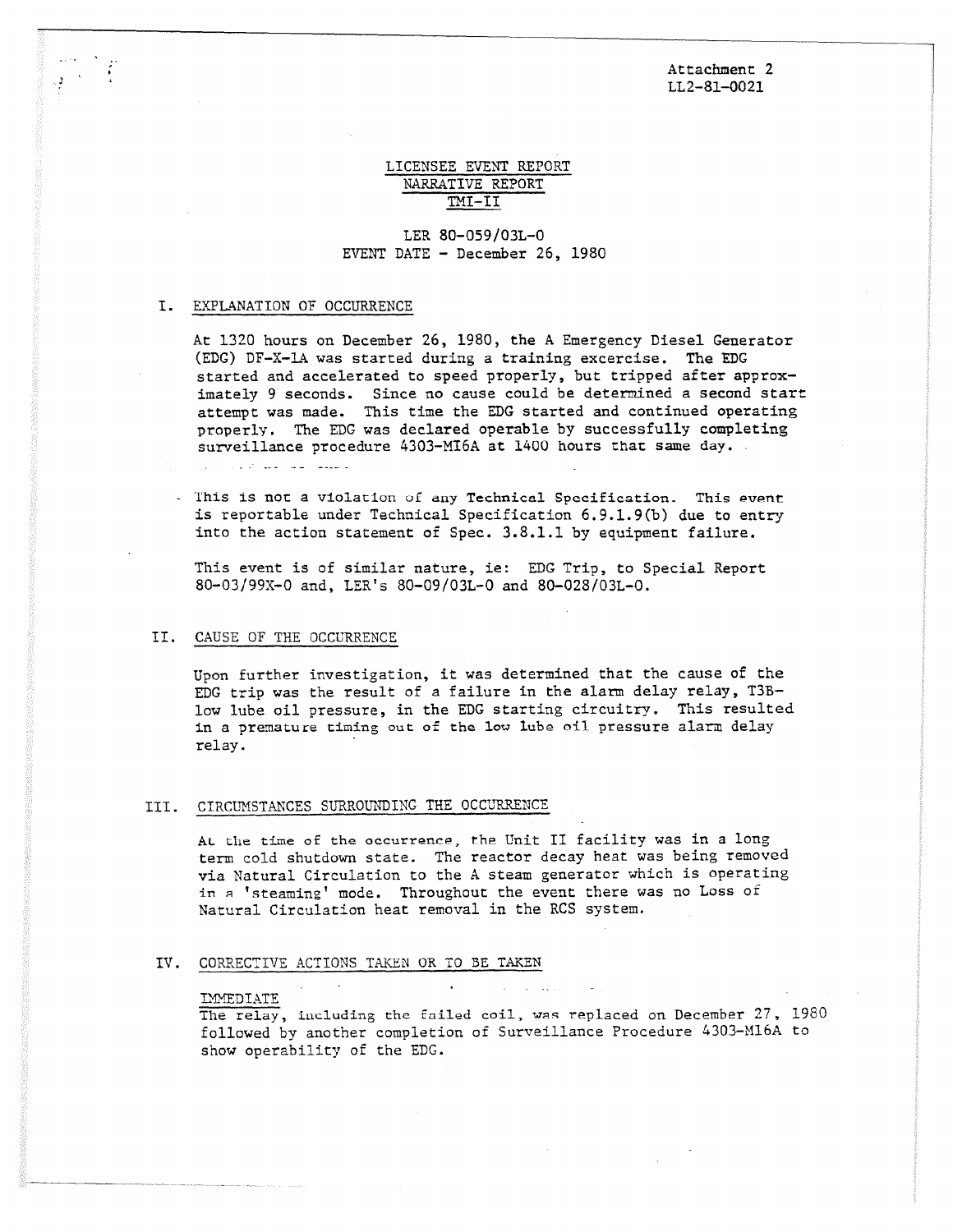Attachment 2
LL2-81-0021

# LICENSEE EVENT REPORT
## NARRATIVE REPORT
## TMI-II

LER 80-059/03L-0
EVENT DATE - December 26, 1980

## I. EXPLANATION OF OCCURRENCE

At 1320 hours on December 26, 1980, the A Emergency Diesel Generator (EDG) DF-X-1A was started during a training excercise. The EDG started and accelerated to speed properly, but tripped after approximately 9 seconds. Since no cause could be determined a second start attempt was made. This time the EDG started and continued operating properly. The EDG was declared operable by successfully completing surveillance procedure 4303-MI6A at 1400 hours that same day.

This is not a violation of any Technical Specification. This event is reportable under Technical Specification 6.9.1.9(b) due to entry into the action statement of Spec. 3.8.1.1 by equipment failure.

This event is of similar nature, ie: EDG Trip, to Special Report 80-03/99X-0 and, LER's 80-09/03L-0 and 80-028/03L-0.

## II. CAUSE OF THE OCCURRENCE

Upon further investigation, it was determined that the cause of the EDG trip was the result of a failure in the alarm delay relay, T3B-low lube oil pressure, in the EDG starting circuitry. This resulted in a premature timing out of the low lube oil pressure alarm delay relay.

## III. CIRCUMSTANCES SURROUNDING THE OCCURRENCE

At the time of the occurrence, the Unit II facility was in a long term cold shutdown state. The reactor decay heat was being removed via Natural Circulation to the A steam generator which is operating in a 'steaming' mode. Throughout the event there was no Loss of Natural Circulation heat removal in the RCS system.

## IV. CORRECTIVE ACTIONS TAKEN OR TO BE TAKEN

IMMEDIATE

The relay, including the failed coil, was replaced on December 27, 1980 followed by another completion of Surveillance Procedure 4303-M16A to show operability of the EDG.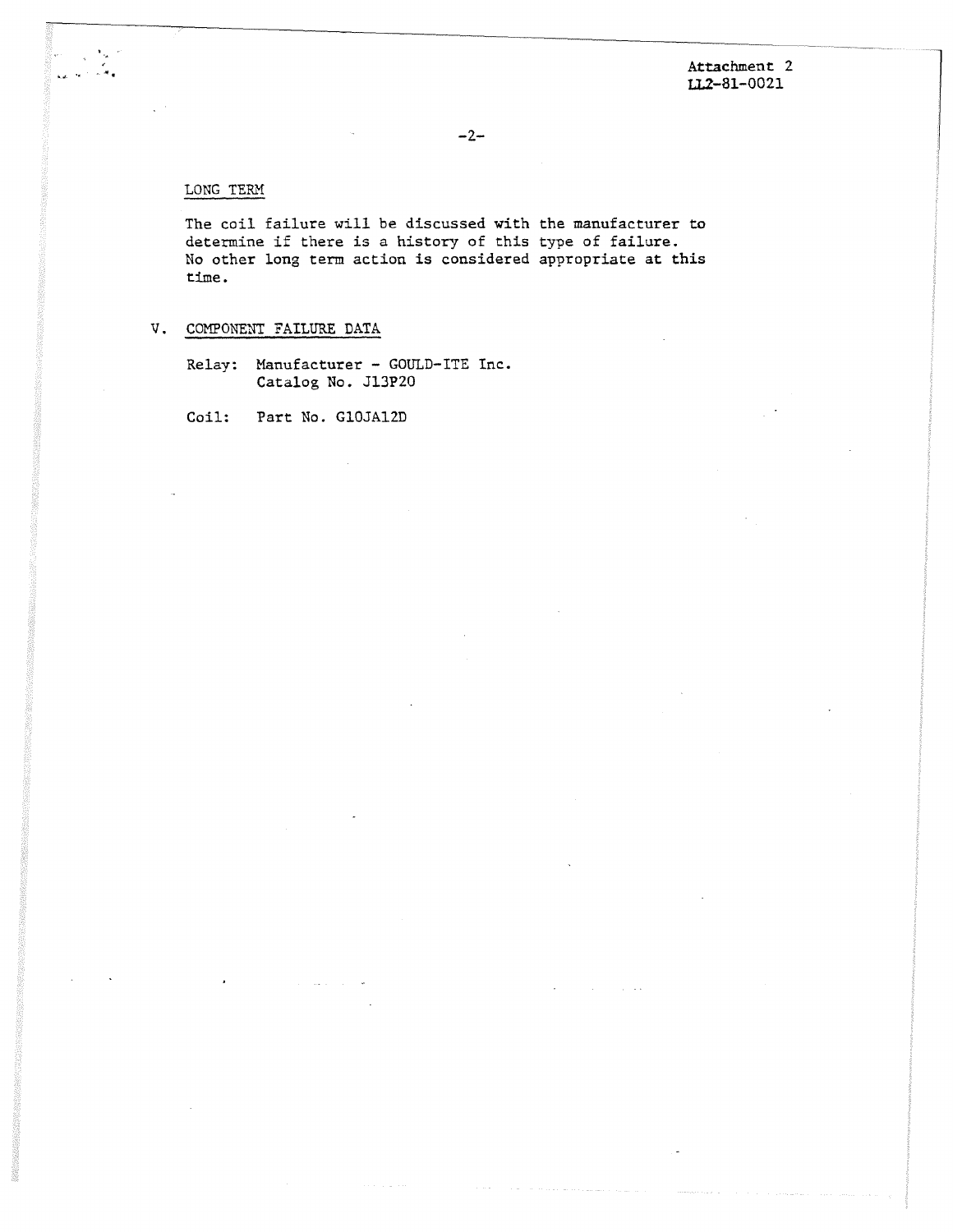Attachment 2
LL2-81-0021

LONG TERM

The coil failure will be discussed with the manufacturer to determine if there is a history of this type of failure. No other long term action is considered appropriate at this time.

## V. COMPONENT FAILURE DATA

Relay: Manufacturer - GOULD-ITE Inc.
Catalog No. J13P20

Coil: Part No. G10JA12D